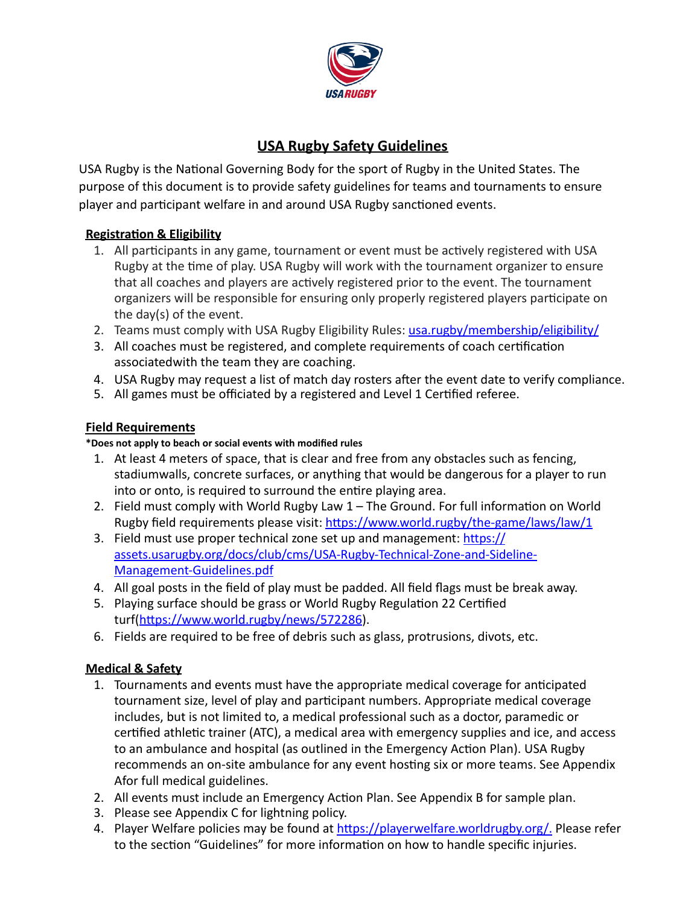# USA Rugby Safety Guidelines

USA Rugby is the National Governing Body for the sport of Rugby in the United States. The purpose of this document is to provide safety guidelines for teams and tournaments to ensure player and participant welfare in and around USA Rugby sanctioned events.

## Registration & Eligibility

1. All participants in any game, tournament or event must be actively registered with USA Rugby at the time of play. USA Rugby will work with the tournament organizer to ensure that all coaches and players are actively registered prior to the event. The tournament organizers will be responsible for ensuring only properly registered players participate on the day(s) of the event.
2. Teams must comply with USA Rugby Eligibility Rules: [usa.rugby/membership/eligibility/](usa.rugby/membership/eligibility/)
3. All coaches must be registered, and complete requirements of coach certification associatedwith the team they are coaching.
4. USA Rugby may request a list of match day rosters after the event date to verify compliance.
5. All games must be officiated by a registered and Level 1 Certified referee.

## Field Requirements

**\*Does not apply to beach or social events with modified rules**

1. At least 4 meters of space, that is clear and free from any obstacles such as fencing, stadiumwalls, concrete surfaces, or anything that would be dangerous for a player to run into or onto, is required to surround the entire playing area.
2. Field must comply with World Rugby Law 1 – The Ground. For full information on World Rugby field requirements please visit: [https://www.world.rugby/the-game/laws/law/1](https://www.world.rugby/the-game/laws/law/1)
3. Field must use proper technical zone set up and management: [https://assets.usarugby.org/docs/club/cms/USA-Rugby-Technical-Zone-and-Sideline-Management-Guidelines.pdf](https://assets.usarugby.org/docs/club/cms/USA-Rugby-Technical-Zone-and-Sideline-Management-Guidelines.pdf)
4. All goal posts in the field of play must be padded. All field flags must be break away.
5. Playing surface should be grass or World Rugby Regulation 22 Certified turf([https://www.world.rugby/news/572286](https://www.world.rugby/news/572286)).
6. Fields are required to be free of debris such as glass, protrusions, divots, etc.

## Medical & Safety

1. Tournaments and events must have the appropriate medical coverage for anticipated tournament size, level of play and participant numbers. Appropriate medical coverage includes, but is not limited to, a medical professional such as a doctor, paramedic or certified athletic trainer (ATC), a medical area with emergency supplies and ice, and access to an ambulance and hospital (as outlined in the Emergency Action Plan). USA Rugby recommends an on-site ambulance for any event hosting six or more teams. See Appendix Afor full medical guidelines.
2. All events must include an Emergency Action Plan. See Appendix B for sample plan.
3. Please see Appendix C for lightning policy.
4. Player Welfare policies may be found at [https://playerwelfare.worldrugby.org/.](https://playerwelfare.worldrugby.org/) Please refer to the section "Guidelines" for more information on how to handle specific injuries.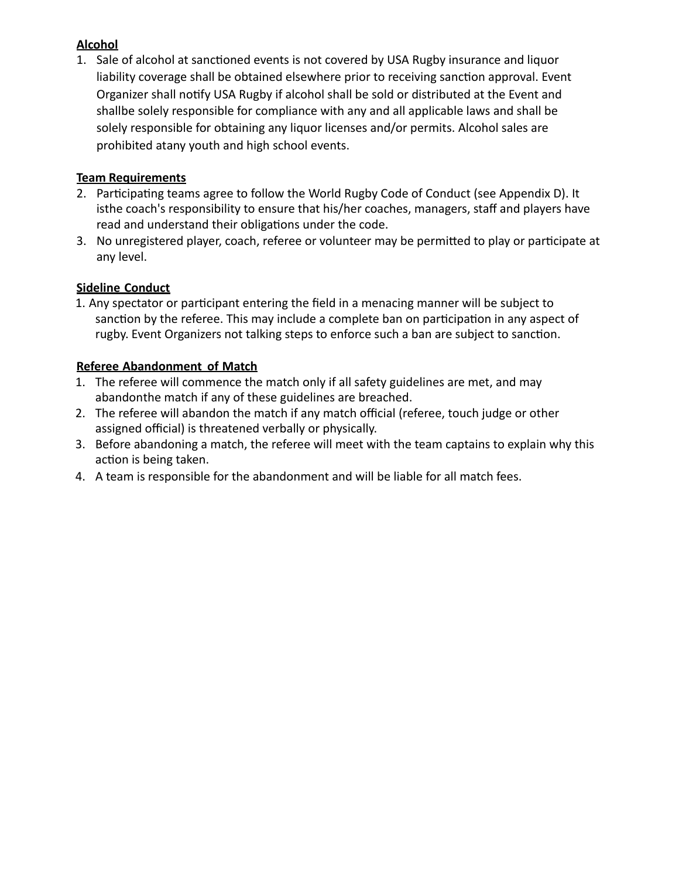**Alcohol**

1. Sale of alcohol at sanctioned events is not covered by USA Rugby insurance and liquor liability coverage shall be obtained elsewhere prior to receiving sanction approval. Event Organizer shall notify USA Rugby if alcohol shall be sold or distributed at the Event and shallbe solely responsible for compliance with any and all applicable laws and shall be solely responsible for obtaining any liquor licenses and/or permits. Alcohol sales are prohibited atany youth and high school events.

**Team Requirements**

2. Participating teams agree to follow the World Rugby Code of Conduct (see Appendix D). It isthe coach's responsibility to ensure that his/her coaches, managers, staff and players have read and understand their obligations under the code.
3. No unregistered player, coach, referee or volunteer may be permitted to play or participate at any level.

**Sideline Conduct**

1. Any spectator or participant entering the field in a menacing manner will be subject to sanction by the referee. This may include a complete ban on participation in any aspect of rugby. Event Organizers not talking steps to enforce such a ban are subject to sanction.

**Referee Abandonment of Match**

1. The referee will commence the match only if all safety guidelines are met, and may abandonthe match if any of these guidelines are breached.
2. The referee will abandon the match if any match official (referee, touch judge or other assigned official) is threatened verbally or physically.
3. Before abandoning a match, the referee will meet with the team captains to explain why this action is being taken.
4. A team is responsible for the abandonment and will be liable for all match fees.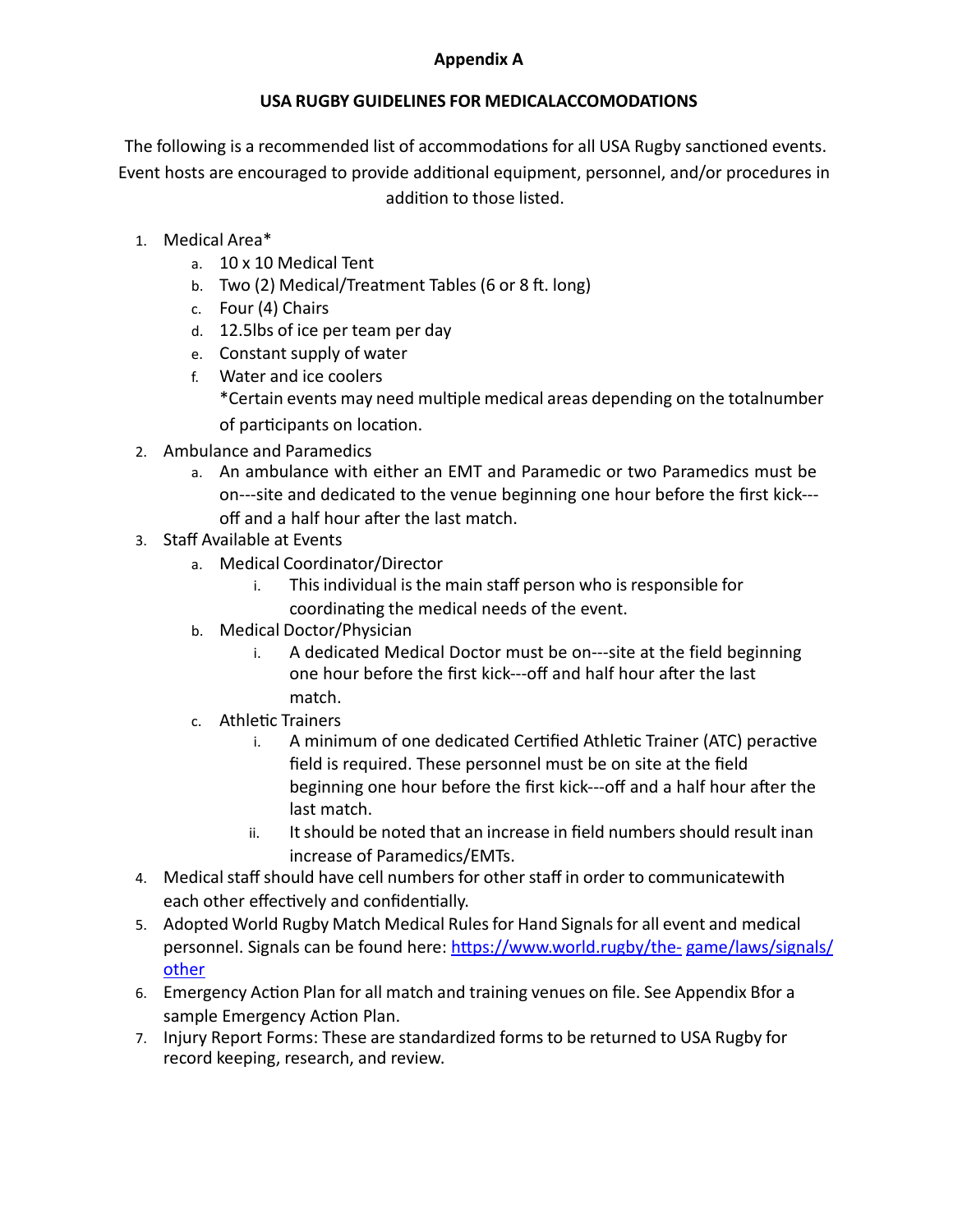# Appendix A

## USA RUGBY GUIDELINES FOR MEDICALACCOMODATIONS

The following is a recommended list of accommodations for all USA Rugby sanctioned events. Event hosts are encouraged to provide additional equipment, personnel, and/or procedures in addition to those listed.

1. Medical Area*
   a. 10 x 10 Medical Tent
   b. Two (2) Medical/Treatment Tables (6 or 8 ft. long)
   c. Four (4) Chairs
   d. 12.5lbs of ice per team per day
   e. Constant supply of water
   f. Water and ice coolers
   *Certain events may need multiple medical areas depending on the totalnumber of participants on location.
2. Ambulance and Paramedics
   a. An ambulance with either an EMT and Paramedic or two Paramedics must be on---site and dedicated to the venue beginning one hour before the first kick---off and a half hour after the last match.
3. Staff Available at Events
   a. Medical Coordinator/Director
      i. This individual is the main staff person who is responsible for coordinating the medical needs of the event.
   b. Medical Doctor/Physician
      i. A dedicated Medical Doctor must be on---site at the field beginning one hour before the first kick---off and half hour after the last match.
   c. Athletic Trainers
      i. A minimum of one dedicated Certified Athletic Trainer (ATC) peractive field is required. These personnel must be on site at the field beginning one hour before the first kick---off and a half hour after the last match.
      ii. It should be noted that an increase in field numbers should result inan increase of Paramedics/EMTs.
4. Medical staff should have cell numbers for other staff in order to communicatewith each other effectively and confidentially.
5. Adopted World Rugby Match Medical Rules for Hand Signals for all event and medical personnel. Signals can be found here: [https://www.world.rugby/the- game/laws/signals/other](https://www.world.rugby/the-game/laws/signals/other)
6. Emergency Action Plan for all match and training venues on file. See Appendix Bfor a sample Emergency Action Plan.
7. Injury Report Forms: These are standardized forms to be returned to USA Rugby for record keeping, research, and review.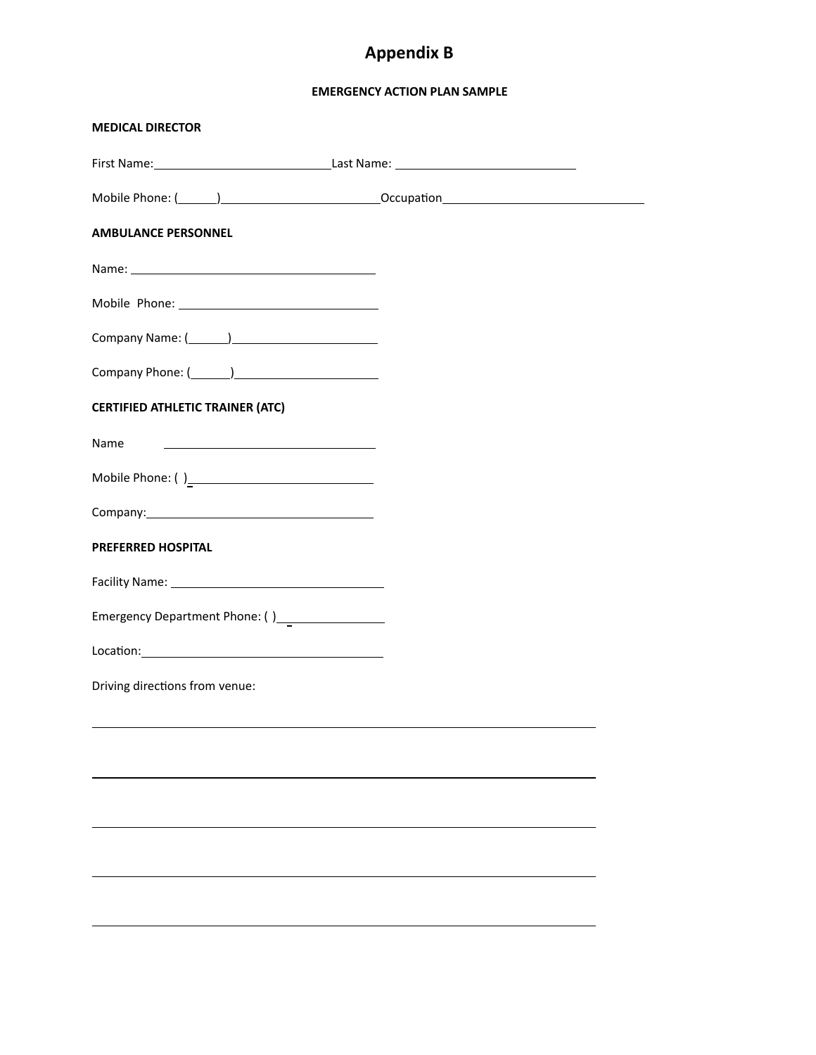# Appendix B

## EMERGENCY ACTION PLAN SAMPLE

**MEDICAL DIRECTOR**

First Name:\_\_\_\_\_\_\_\_\_\_\_\_\_\_\_\_\_\_\_\_\_\_\_\_\_\_\_ Last Name: \_\_\_\_\_\_\_\_\_\_\_\_\_\_\_\_\_\_\_\_\_\_\_\_\_\_\_

Mobile Phone: (\_\_\_\_\_\_)\_\_\_\_\_\_\_\_\_\_\_\_\_\_\_\_\_\_\_\_\_\_\_\_ Occupation\_\_\_\_\_\_\_\_\_\_\_\_\_\_\_\_\_\_\_\_\_\_\_\_\_\_\_\_\_\_\_\_\_

**AMBULANCE PERSONNEL**

Name: \_\_\_\_\_\_\_\_\_\_\_\_\_\_\_\_\_\_\_\_\_\_\_\_\_\_\_\_\_\_\_\_\_\_\_\_\_\_

Mobile Phone: \_\_\_\_\_\_\_\_\_\_\_\_\_\_\_\_\_\_\_\_\_\_\_\_\_\_\_\_\_\_\_

Company Name: (\_\_\_\_\_\_)\_\_\_\_\_\_\_\_\_\_\_\_\_\_\_\_\_\_\_\_\_\_

Company Phone: (\_\_\_\_\_\_)\_\_\_\_\_\_\_\_\_\_\_\_\_\_\_\_\_\_\_\_\_\_

**CERTIFIED ATHLETIC TRAINER (ATC)**

Name \_\_\_\_\_\_\_\_\_\_\_\_\_\_\_\_\_\_\_\_\_\_\_\_\_\_\_\_\_\_\_\_\_\_\_

Mobile Phone: ( )\_\_\_\_\_\_\_\_\_\_\_\_\_\_\_\_\_\_\_\_\_\_\_\_\_\_\_\_\_

Company:\_\_\_\_\_\_\_\_\_\_\_\_\_\_\_\_\_\_\_\_\_\_\_\_\_\_\_\_\_\_\_\_\_\_\_

**PREFERRED HOSPITAL**

Facility Name: \_\_\_\_\_\_\_\_\_\_\_\_\_\_\_\_\_\_\_\_\_\_\_\_\_\_\_\_\_\_\_\_\_\_

Emergency Department Phone: ( )\_\_\_\_\_\_\_\_\_\_\_\_\_\_\_\_\_

Location:\_\_\_\_\_\_\_\_\_\_\_\_\_\_\_\_\_\_\_\_\_\_\_\_\_\_\_\_\_\_\_\_\_\_\_\_\_\_

Driving directions from venue:

\_\_\_\_\_\_\_\_\_\_\_\_\_\_\_\_\_\_\_\_\_\_\_\_\_\_\_\_\_\_\_\_\_\_\_\_\_\_\_\_\_\_\_\_\_\_\_\_\_\_\_\_\_\_\_\_\_\_\_\_\_\_\_\_\_\_\_\_\_\_\_\_\_\_\_\_\_\_

\_\_\_\_\_\_\_\_\_\_\_\_\_\_\_\_\_\_\_\_\_\_\_\_\_\_\_\_\_\_\_\_\_\_\_\_\_\_\_\_\_\_\_\_\_\_\_\_\_\_\_\_\_\_\_\_\_\_\_\_\_\_\_\_\_\_\_\_\_\_\_\_\_\_\_\_\_\_

\_\_\_\_\_\_\_\_\_\_\_\_\_\_\_\_\_\_\_\_\_\_\_\_\_\_\_\_\_\_\_\_\_\_\_\_\_\_\_\_\_\_\_\_\_\_\_\_\_\_\_\_\_\_\_\_\_\_\_\_\_\_\_\_\_\_\_\_\_\_\_\_\_\_\_\_\_\_

\_\_\_\_\_\_\_\_\_\_\_\_\_\_\_\_\_\_\_\_\_\_\_\_\_\_\_\_\_\_\_\_\_\_\_\_\_\_\_\_\_\_\_\_\_\_\_\_\_\_\_\_\_\_\_\_\_\_\_\_\_\_\_\_\_\_\_\_\_\_\_\_\_\_\_\_\_\_

\_\_\_\_\_\_\_\_\_\_\_\_\_\_\_\_\_\_\_\_\_\_\_\_\_\_\_\_\_\_\_\_\_\_\_\_\_\_\_\_\_\_\_\_\_\_\_\_\_\_\_\_\_\_\_\_\_\_\_\_\_\_\_\_\_\_\_\_\_\_\_\_\_\_\_\_\_\_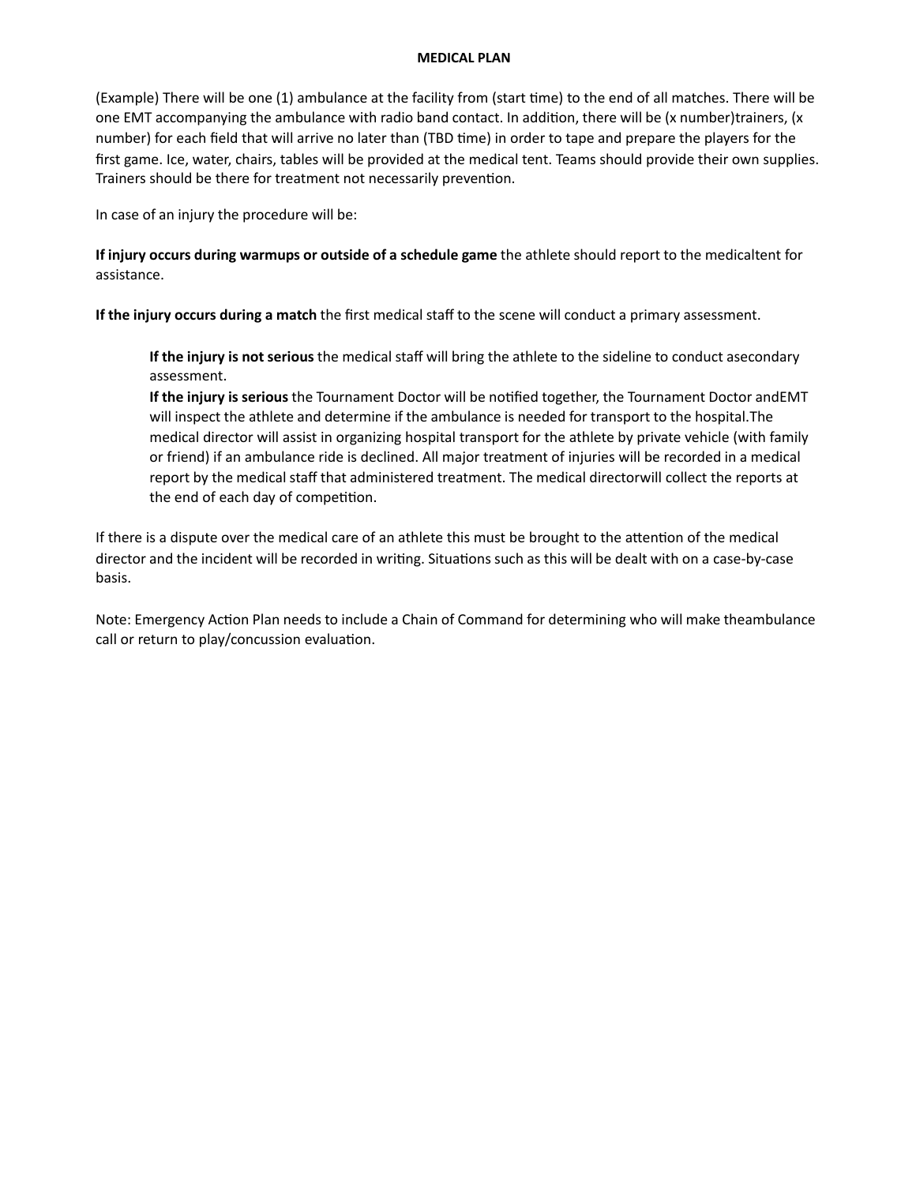**MEDICAL PLAN**

(Example) There will be one (1) ambulance at the facility from (start time) to the end of all matches. There will be one EMT accompanying the ambulance with radio band contact. In addition, there will be (x number)trainers, (x number) for each field that will arrive no later than (TBD time) in order to tape and prepare the players for the first game. Ice, water, chairs, tables will be provided at the medical tent. Teams should provide their own supplies. Trainers should be there for treatment not necessarily prevention.

In case of an injury the procedure will be:

**If injury occurs during warmups or outside of a schedule game** the athlete should report to the medicaltent for assistance.

**If the injury occurs during a match** the first medical staff to the scene will conduct a primary assessment.

> **If the injury is not serious** the medical staff will bring the athlete to the sideline to conduct asecondary assessment.
> **If the injury is serious** the Tournament Doctor will be notified together, the Tournament Doctor andEMT will inspect the athlete and determine if the ambulance is needed for transport to the hospital.The medical director will assist in organizing hospital transport for the athlete by private vehicle (with family or friend) if an ambulance ride is declined. All major treatment of injuries will be recorded in a medical report by the medical staff that administered treatment. The medical directorwill collect the reports at the end of each day of competition.

If there is a dispute over the medical care of an athlete this must be brought to the attention of the medical director and the incident will be recorded in writing. Situations such as this will be dealt with on a case-by-case basis.

Note: Emergency Action Plan needs to include a Chain of Command for determining who will make theambulance call or return to play/concussion evaluation.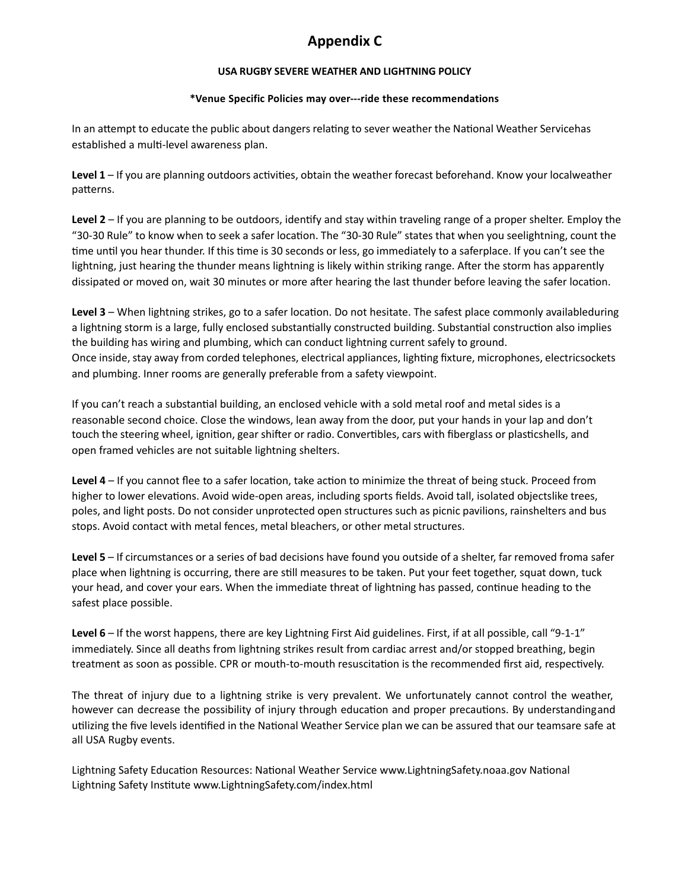# Appendix C

**USA RUGBY SEVERE WEATHER AND LIGHTNING POLICY**

***Venue Specific Policies may over---ride these recommendations**

In an attempt to educate the public about dangers relating to sever weather the National Weather Servicehas established a multi-level awareness plan.

**Level 1** – If you are planning outdoors activities, obtain the weather forecast beforehand. Know your localweather patterns.

**Level 2** – If you are planning to be outdoors, identify and stay within traveling range of a proper shelter. Employ the "30-30 Rule" to know when to seek a safer location. The "30-30 Rule" states that when you seelightning, count the time until you hear thunder. If this time is 30 seconds or less, go immediately to a saferplace. If you can't see the lightning, just hearing the thunder means lightning is likely within striking range. After the storm has apparently dissipated or moved on, wait 30 minutes or more after hearing the last thunder before leaving the safer location.

**Level 3** – When lightning strikes, go to a safer location. Do not hesitate. The safest place commonly availableduring a lightning storm is a large, fully enclosed substantially constructed building. Substantial construction also implies the building has wiring and plumbing, which can conduct lightning current safely to ground.
Once inside, stay away from corded telephones, electrical appliances, lighting fixture, microphones, electricsockets and plumbing. Inner rooms are generally preferable from a safety viewpoint.

If you can't reach a substantial building, an enclosed vehicle with a sold metal roof and metal sides is a reasonable second choice. Close the windows, lean away from the door, put your hands in your lap and don't touch the steering wheel, ignition, gear shifter or radio. Convertibles, cars with fiberglass or plasticshells, and open framed vehicles are not suitable lightning shelters.

**Level 4** – If you cannot flee to a safer location, take action to minimize the threat of being stuck. Proceed from higher to lower elevations. Avoid wide-open areas, including sports fields. Avoid tall, isolated objectslike trees, poles, and light posts. Do not consider unprotected open structures such as picnic pavilions, rainshelters and bus stops. Avoid contact with metal fences, metal bleachers, or other metal structures.

**Level 5** – If circumstances or a series of bad decisions have found you outside of a shelter, far removed froma safer place when lightning is occurring, there are still measures to be taken. Put your feet together, squat down, tuck your head, and cover your ears. When the immediate threat of lightning has passed, continue heading to the safest place possible.

**Level 6** – If the worst happens, there are key Lightning First Aid guidelines. First, if at all possible, call "9-1-1" immediately. Since all deaths from lightning strikes result from cardiac arrest and/or stopped breathing, begin treatment as soon as possible. CPR or mouth-to-mouth resuscitation is the recommended first aid, respectively.

The threat of injury due to a lightning strike is very prevalent. We unfortunately cannot control the weather, however can decrease the possibility of injury through education and proper precautions. By understandingand utilizing the five levels identified in the National Weather Service plan we can be assured that our teamsare safe at all USA Rugby events.

Lightning Safety Education Resources: National Weather Service www.LightningSafety.noaa.gov National Lightning Safety Institute www.LightningSafety.com/index.html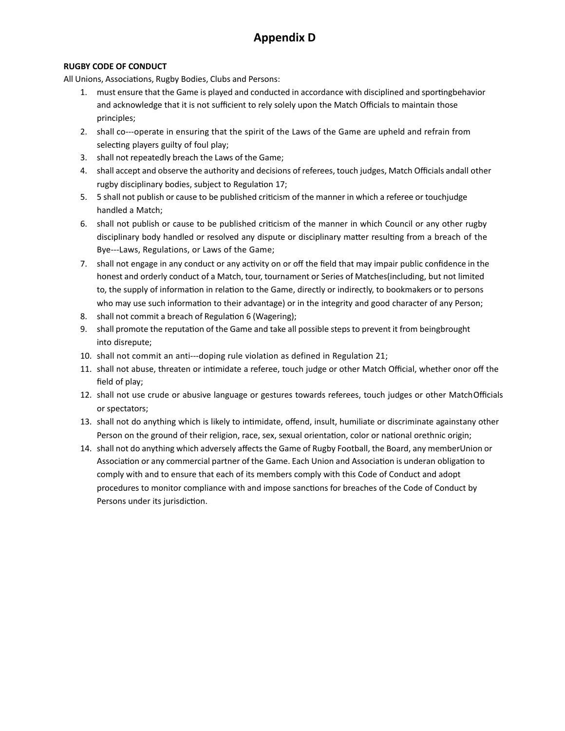# Appendix D

**RUGBY CODE OF CONDUCT**

All Unions, Associations, Rugby Bodies, Clubs and Persons:

1. must ensure that the Game is played and conducted in accordance with disciplined and sportingbehavior and acknowledge that it is not sufficient to rely solely upon the Match Officials to maintain those principles;
2. shall co---operate in ensuring that the spirit of the Laws of the Game are upheld and refrain from selecting players guilty of foul play;
3. shall not repeatedly breach the Laws of the Game;
4. shall accept and observe the authority and decisions of referees, touch judges, Match Officials andall other rugby disciplinary bodies, subject to Regulation 17;
5. 5 shall not publish or cause to be published criticism of the manner in which a referee or touchjudge handled a Match;
6. shall not publish or cause to be published criticism of the manner in which Council or any other rugby disciplinary body handled or resolved any dispute or disciplinary matter resulting from a breach of the Bye---Laws, Regulations, or Laws of the Game;
7. shall not engage in any conduct or any activity on or off the field that may impair public confidence in the honest and orderly conduct of a Match, tour, tournament or Series of Matches(including, but not limited to, the supply of information in relation to the Game, directly or indirectly, to bookmakers or to persons who may use such information to their advantage) or in the integrity and good character of any Person;
8. shall not commit a breach of Regulation 6 (Wagering);
9. shall promote the reputation of the Game and take all possible steps to prevent it from beingbrought into disrepute;
10. shall not commit an anti---doping rule violation as defined in Regulation 21;
11. shall not abuse, threaten or intimidate a referee, touch judge or other Match Official, whether onor off the field of play;
12. shall not use crude or abusive language or gestures towards referees, touch judges or other MatchOfficials or spectators;
13. shall not do anything which is likely to intimidate, offend, insult, humiliate or discriminate againstany other Person on the ground of their religion, race, sex, sexual orientation, color or national orethnic origin;
14. shall not do anything which adversely affects the Game of Rugby Football, the Board, any memberUnion or Association or any commercial partner of the Game. Each Union and Association is underan obligation to comply with and to ensure that each of its members comply with this Code of Conduct and adopt procedures to monitor compliance with and impose sanctions for breaches of the Code of Conduct by Persons under its jurisdiction.